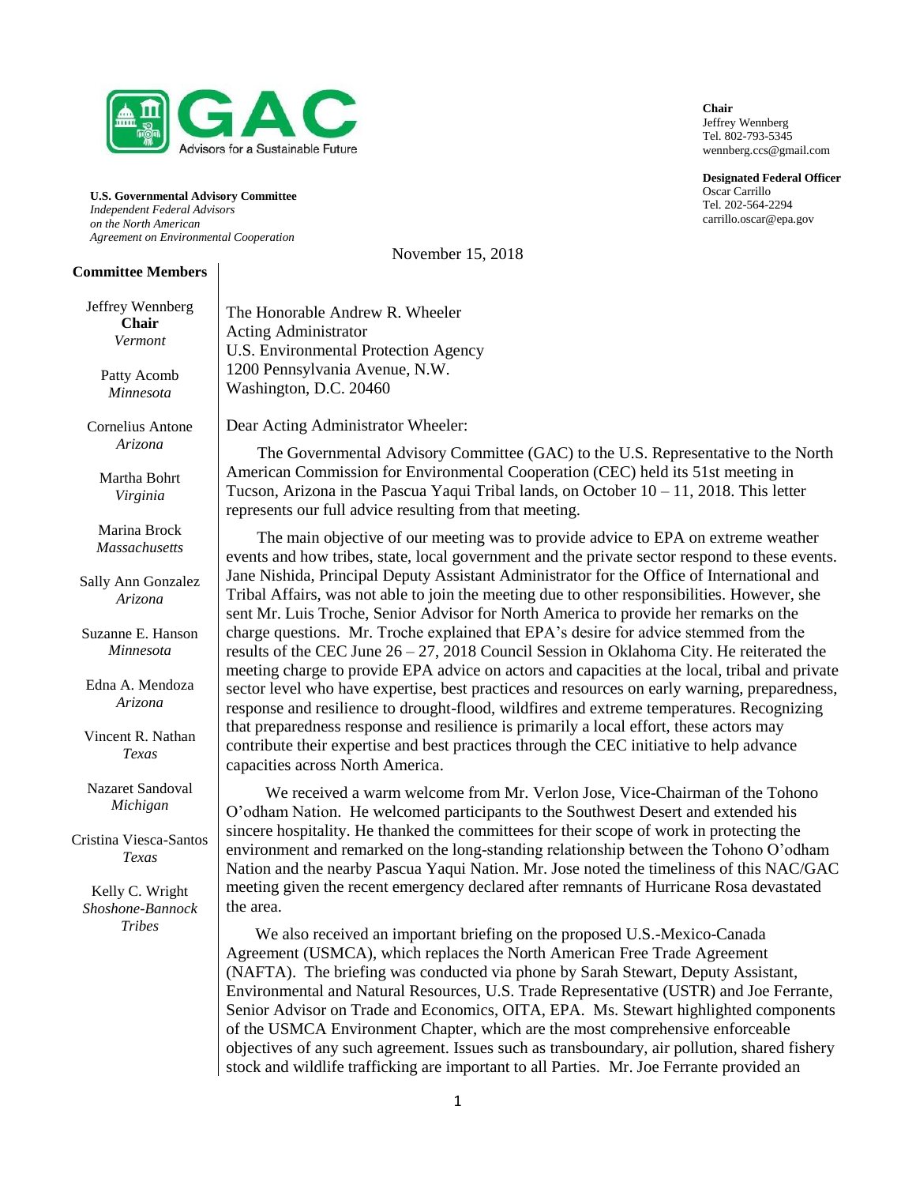**GAC**
Advisors for a Sustainable Future

**U.S. Governmental Advisory Committee**
*Independent Federal Advisors on the North American Agreement on Environmental Cooperation*

**Chair**
Jeffrey Wennberg
Tel. 802-793-5345
wennberg.ccs@gmail.com

**Designated Federal Officer**
Oscar Carrillo
Tel. 202-564-2294
carrillo.oscar@epa.gov

**Committee Members**

Jeffrey Wennberg
**Chair**
*Vermont*

Patty Acomb
*Minnesota*

Cornelius Antone
*Arizona*

Martha Bohrt
*Virginia*

Marina Brock
*Massachusetts*

Sally Ann Gonzalez
*Arizona*

Suzanne E. Hanson
*Minnesota*

Edna A. Mendoza
*Arizona*

Vincent R. Nathan
*Texas*

Nazaret Sandoval
*Michigan*

Cristina Viesca-Santos
*Texas*

Kelly C. Wright
*Shoshone-Bannock Tribes*

November 15, 2018

The Honorable Andrew R. Wheeler
Acting Administrator
U.S. Environmental Protection Agency
1200 Pennsylvania Avenue, N.W.
Washington, D.C. 20460

Dear Acting Administrator Wheeler:

The Governmental Advisory Committee (GAC) to the U.S. Representative to the North American Commission for Environmental Cooperation (CEC) held its 51st meeting in Tucson, Arizona in the Pascua Yaqui Tribal lands, on October 10 – 11, 2018. This letter represents our full advice resulting from that meeting.

The main objective of our meeting was to provide advice to EPA on extreme weather events and how tribes, state, local government and the private sector respond to these events. Jane Nishida, Principal Deputy Assistant Administrator for the Office of International and Tribal Affairs, was not able to join the meeting due to other responsibilities. However, she sent Mr. Luis Troche, Senior Advisor for North America to provide her remarks on the charge questions. Mr. Troche explained that EPA's desire for advice stemmed from the results of the CEC June 26 – 27, 2018 Council Session in Oklahoma City. He reiterated the meeting charge to provide EPA advice on actors and capacities at the local, tribal and private sector level who have expertise, best practices and resources on early warning, preparedness, response and resilience to drought-flood, wildfires and extreme temperatures. Recognizing that preparedness response and resilience is primarily a local effort, these actors may contribute their expertise and best practices through the CEC initiative to help advance capacities across North America.

We received a warm welcome from Mr. Verlon Jose, Vice-Chairman of the Tohono O'odham Nation. He welcomed participants to the Southwest Desert and extended his sincere hospitality. He thanked the committees for their scope of work in protecting the environment and remarked on the long-standing relationship between the Tohono O'odham Nation and the nearby Pascua Yaqui Nation. Mr. Jose noted the timeliness of this NAC/GAC meeting given the recent emergency declared after remnants of Hurricane Rosa devastated the area.

We also received an important briefing on the proposed U.S.-Mexico-Canada Agreement (USMCA), which replaces the North American Free Trade Agreement (NAFTA). The briefing was conducted via phone by Sarah Stewart, Deputy Assistant, Environmental and Natural Resources, U.S. Trade Representative (USTR) and Joe Ferrante, Senior Advisor on Trade and Economics, OITA, EPA. Ms. Stewart highlighted components of the USMCA Environment Chapter, which are the most comprehensive enforceable objectives of any such agreement. Issues such as transboundary, air pollution, shared fishery stock and wildlife trafficking are important to all Parties. Mr. Joe Ferrante provided an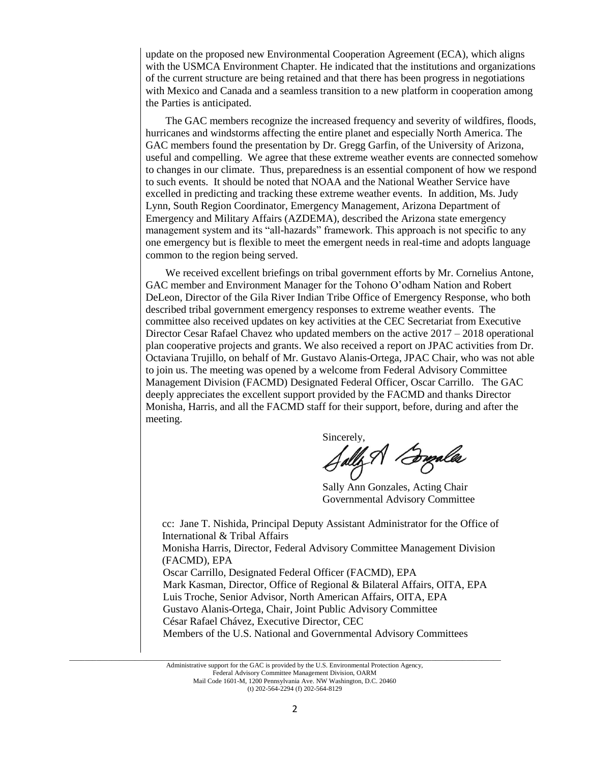update on the proposed new Environmental Cooperation Agreement (ECA), which aligns with the USMCA Environment Chapter. He indicated that the institutions and organizations of the current structure are being retained and that there has been progress in negotiations with Mexico and Canada and a seamless transition to a new platform in cooperation among the Parties is anticipated.

The GAC members recognize the increased frequency and severity of wildfires, floods, hurricanes and windstorms affecting the entire planet and especially North America. The GAC members found the presentation by Dr. Gregg Garfin, of the University of Arizona, useful and compelling. We agree that these extreme weather events are connected somehow to changes in our climate. Thus, preparedness is an essential component of how we respond to such events. It should be noted that NOAA and the National Weather Service have excelled in predicting and tracking these extreme weather events. In addition, Ms. Judy Lynn, South Region Coordinator, Emergency Management, Arizona Department of Emergency and Military Affairs (AZDEMA), described the Arizona state emergency management system and its "all-hazards" framework. This approach is not specific to any one emergency but is flexible to meet the emergent needs in real-time and adopts language common to the region being served.

We received excellent briefings on tribal government efforts by Mr. Cornelius Antone, GAC member and Environment Manager for the Tohono O'odham Nation and Robert DeLeon, Director of the Gila River Indian Tribe Office of Emergency Response, who both described tribal government emergency responses to extreme weather events. The committee also received updates on key activities at the CEC Secretariat from Executive Director Cesar Rafael Chavez who updated members on the active 2017 – 2018 operational plan cooperative projects and grants. We also received a report on JPAC activities from Dr. Octaviana Trujillo, on behalf of Mr. Gustavo Alanis-Ortega, JPAC Chair, who was not able to join us. The meeting was opened by a welcome from Federal Advisory Committee Management Division (FACMD) Designated Federal Officer, Oscar Carrillo. The GAC deeply appreciates the excellent support provided by the FACMD and thanks Director Monisha, Harris, and all the FACMD staff for their support, before, during and after the meeting.

Sincerely,

Sally Ann Gonzales, Acting Chair
Governmental Advisory Committee

cc: Jane T. Nishida, Principal Deputy Assistant Administrator for the Office of International & Tribal Affairs
Monisha Harris, Director, Federal Advisory Committee Management Division (FACMD), EPA
Oscar Carrillo, Designated Federal Officer (FACMD), EPA
Mark Kasman, Director, Office of Regional & Bilateral Affairs, OITA, EPA
Luis Troche, Senior Advisor, North American Affairs, OITA, EPA
Gustavo Alanis-Ortega, Chair, Joint Public Advisory Committee
César Rafael Chávez, Executive Director, CEC
Members of the U.S. National and Governmental Advisory Committees

Administrative support for the GAC is provided by the U.S. Environmental Protection Agency, Federal Advisory Committee Management Division, OARM
Mail Code 1601-M, 1200 Pennsylvania Ave. NW Washington, D.C. 20460
(t) 202-564-2294 (f) 202-564-8129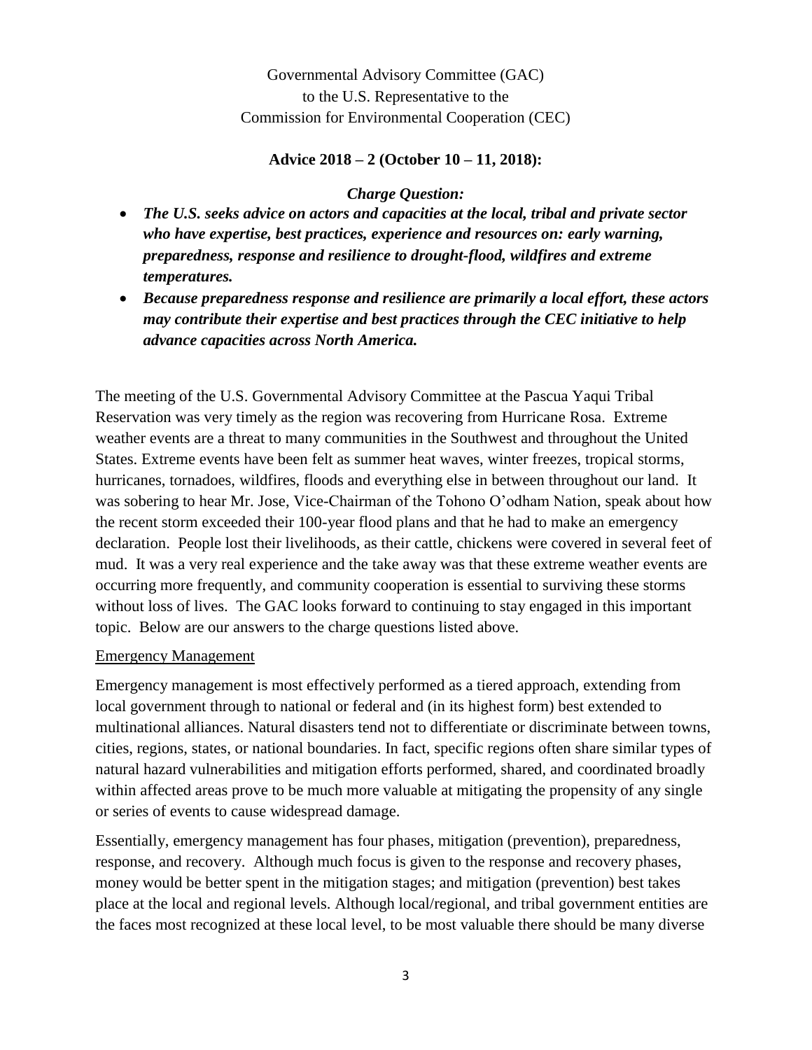Governmental Advisory Committee (GAC)
to the U.S. Representative to the
Commission for Environmental Cooperation (CEC)

**Advice 2018 – 2 (October 10 – 11, 2018):**

***Charge Question:***

- ***The U.S. seeks advice on actors and capacities at the local, tribal and private sector who have expertise, best practices, experience and resources on: early warning, preparedness, response and resilience to drought-flood, wildfires and extreme temperatures.***
- ***Because preparedness response and resilience are primarily a local effort, these actors may contribute their expertise and best practices through the CEC initiative to help advance capacities across North America.***

The meeting of the U.S. Governmental Advisory Committee at the Pascua Yaqui Tribal Reservation was very timely as the region was recovering from Hurricane Rosa. Extreme weather events are a threat to many communities in the Southwest and throughout the United States. Extreme events have been felt as summer heat waves, winter freezes, tropical storms, hurricanes, tornadoes, wildfires, floods and everything else in between throughout our land. It was sobering to hear Mr. Jose, Vice-Chairman of the Tohono O'odham Nation, speak about how the recent storm exceeded their 100-year flood plans and that he had to make an emergency declaration. People lost their livelihoods, as their cattle, chickens were covered in several feet of mud. It was a very real experience and the take away was that these extreme weather events are occurring more frequently, and community cooperation is essential to surviving these storms without loss of lives. The GAC looks forward to continuing to stay engaged in this important topic. Below are our answers to the charge questions listed above.

## Emergency Management

Emergency management is most effectively performed as a tiered approach, extending from local government through to national or federal and (in its highest form) best extended to multinational alliances. Natural disasters tend not to differentiate or discriminate between towns, cities, regions, states, or national boundaries. In fact, specific regions often share similar types of natural hazard vulnerabilities and mitigation efforts performed, shared, and coordinated broadly within affected areas prove to be much more valuable at mitigating the propensity of any single or series of events to cause widespread damage.

Essentially, emergency management has four phases, mitigation (prevention), preparedness, response, and recovery. Although much focus is given to the response and recovery phases, money would be better spent in the mitigation stages; and mitigation (prevention) best takes place at the local and regional levels. Although local/regional, and tribal government entities are the faces most recognized at these local level, to be most valuable there should be many diverse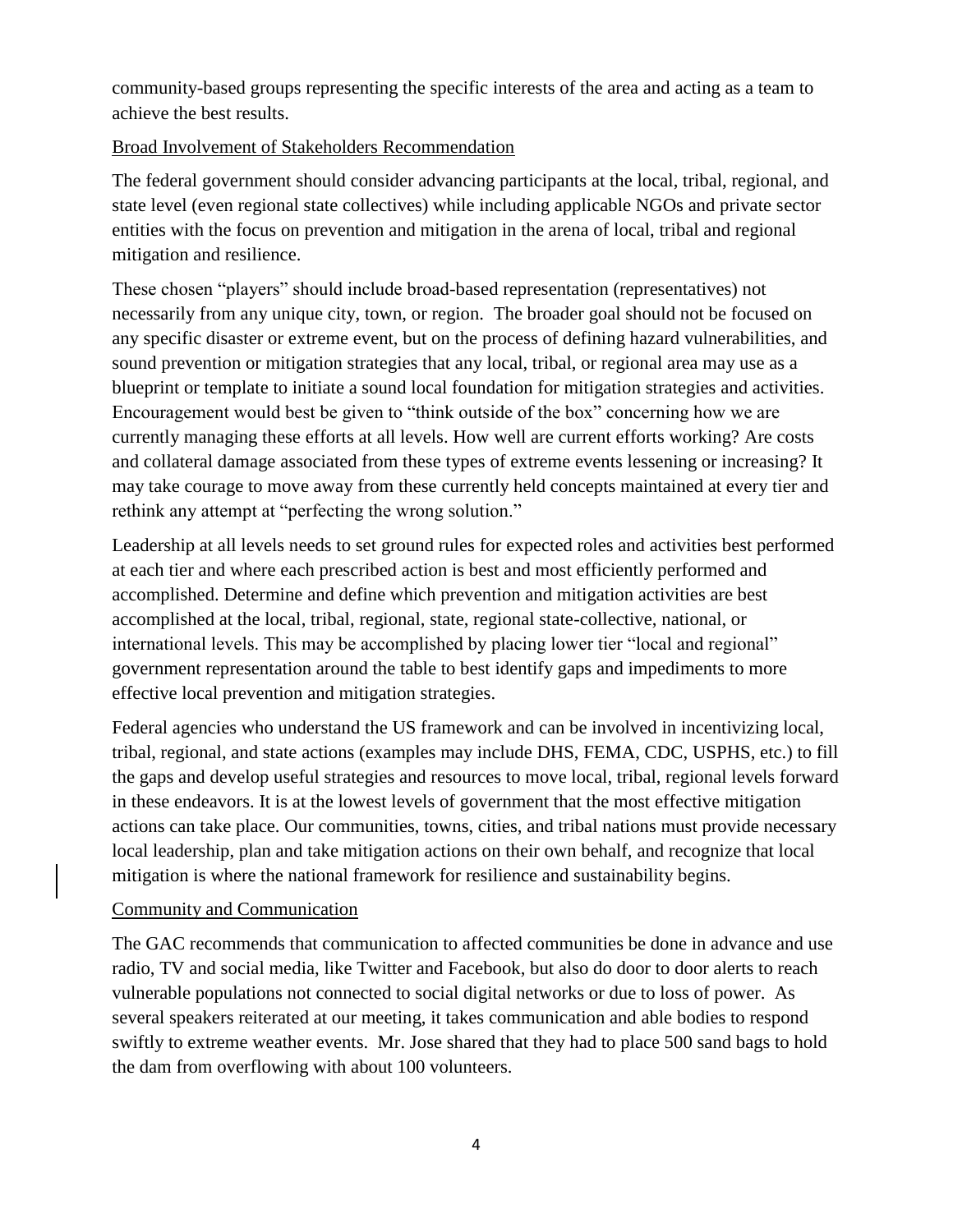community-based groups representing the specific interests of the area and acting as a team to achieve the best results.

Broad Involvement of Stakeholders Recommendation

The federal government should consider advancing participants at the local, tribal, regional, and state level (even regional state collectives) while including applicable NGOs and private sector entities with the focus on prevention and mitigation in the arena of local, tribal and regional mitigation and resilience.

These chosen "players" should include broad-based representation (representatives) not necessarily from any unique city, town, or region. The broader goal should not be focused on any specific disaster or extreme event, but on the process of defining hazard vulnerabilities, and sound prevention or mitigation strategies that any local, tribal, or regional area may use as a blueprint or template to initiate a sound local foundation for mitigation strategies and activities. Encouragement would best be given to "think outside of the box" concerning how we are currently managing these efforts at all levels. How well are current efforts working? Are costs and collateral damage associated from these types of extreme events lessening or increasing? It may take courage to move away from these currently held concepts maintained at every tier and rethink any attempt at "perfecting the wrong solution."

Leadership at all levels needs to set ground rules for expected roles and activities best performed at each tier and where each prescribed action is best and most efficiently performed and accomplished. Determine and define which prevention and mitigation activities are best accomplished at the local, tribal, regional, state, regional state-collective, national, or international levels. This may be accomplished by placing lower tier "local and regional" government representation around the table to best identify gaps and impediments to more effective local prevention and mitigation strategies.

Federal agencies who understand the US framework and can be involved in incentivizing local, tribal, regional, and state actions (examples may include DHS, FEMA, CDC, USPHS, etc.) to fill the gaps and develop useful strategies and resources to move local, tribal, regional levels forward in these endeavors. It is at the lowest levels of government that the most effective mitigation actions can take place. Our communities, towns, cities, and tribal nations must provide necessary local leadership, plan and take mitigation actions on their own behalf, and recognize that local mitigation is where the national framework for resilience and sustainability begins.

Community and Communication

The GAC recommends that communication to affected communities be done in advance and use radio, TV and social media, like Twitter and Facebook, but also do door to door alerts to reach vulnerable populations not connected to social digital networks or due to loss of power. As several speakers reiterated at our meeting, it takes communication and able bodies to respond swiftly to extreme weather events. Mr. Jose shared that they had to place 500 sand bags to hold the dam from overflowing with about 100 volunteers.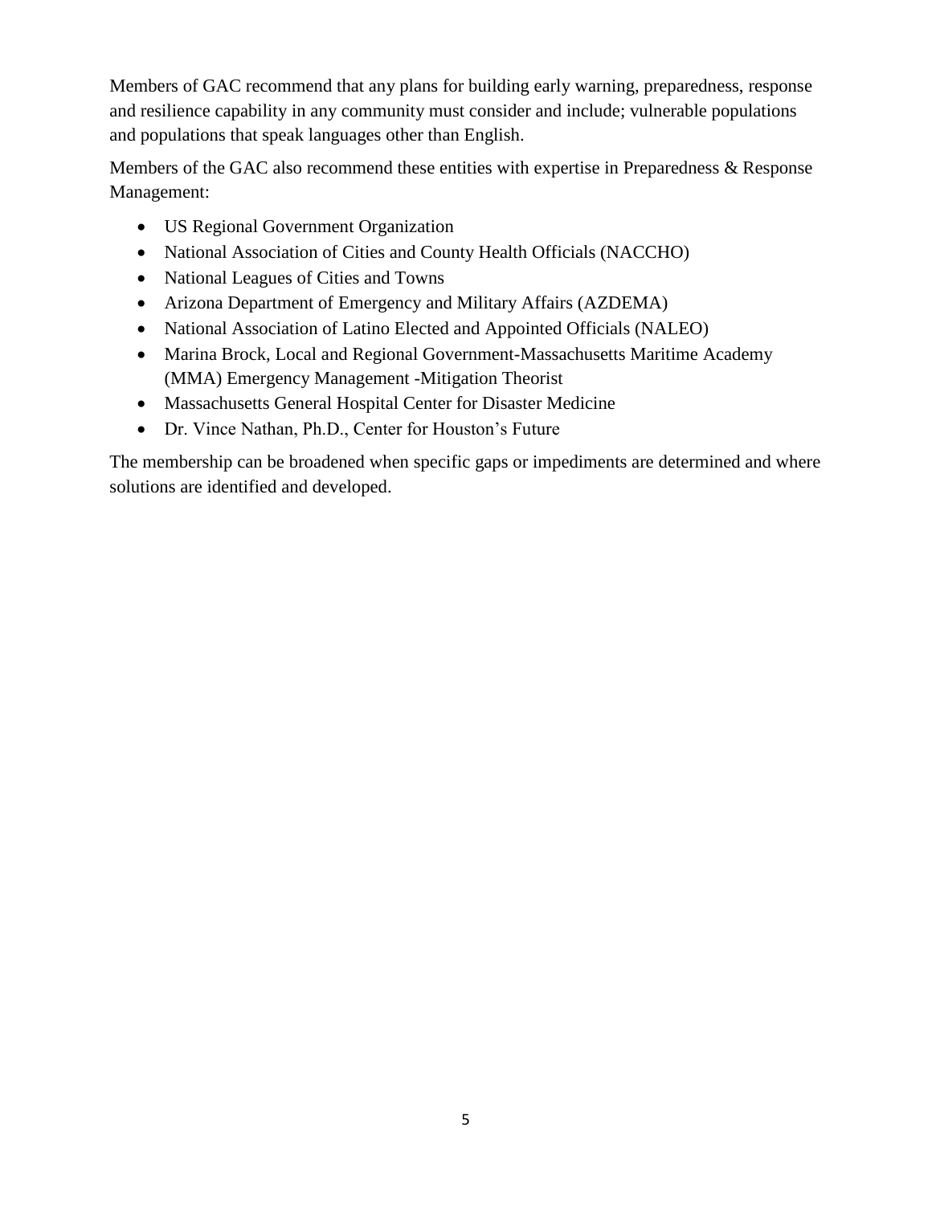Members of GAC recommend that any plans for building early warning, preparedness, response and resilience capability in any community must consider and include; vulnerable populations and populations that speak languages other than English.

Members of the GAC also recommend these entities with expertise in Preparedness & Response Management:

- US Regional Government Organization
- National Association of Cities and County Health Officials (NACCHO)
- National Leagues of Cities and Towns
- Arizona Department of Emergency and Military Affairs (AZDEMA)
- National Association of Latino Elected and Appointed Officials (NALEO)
- Marina Brock, Local and Regional Government-Massachusetts Maritime Academy (MMA) Emergency Management -Mitigation Theorist
- Massachusetts General Hospital Center for Disaster Medicine
- Dr. Vince Nathan, Ph.D., Center for Houston's Future

The membership can be broadened when specific gaps or impediments are determined and where solutions are identified and developed.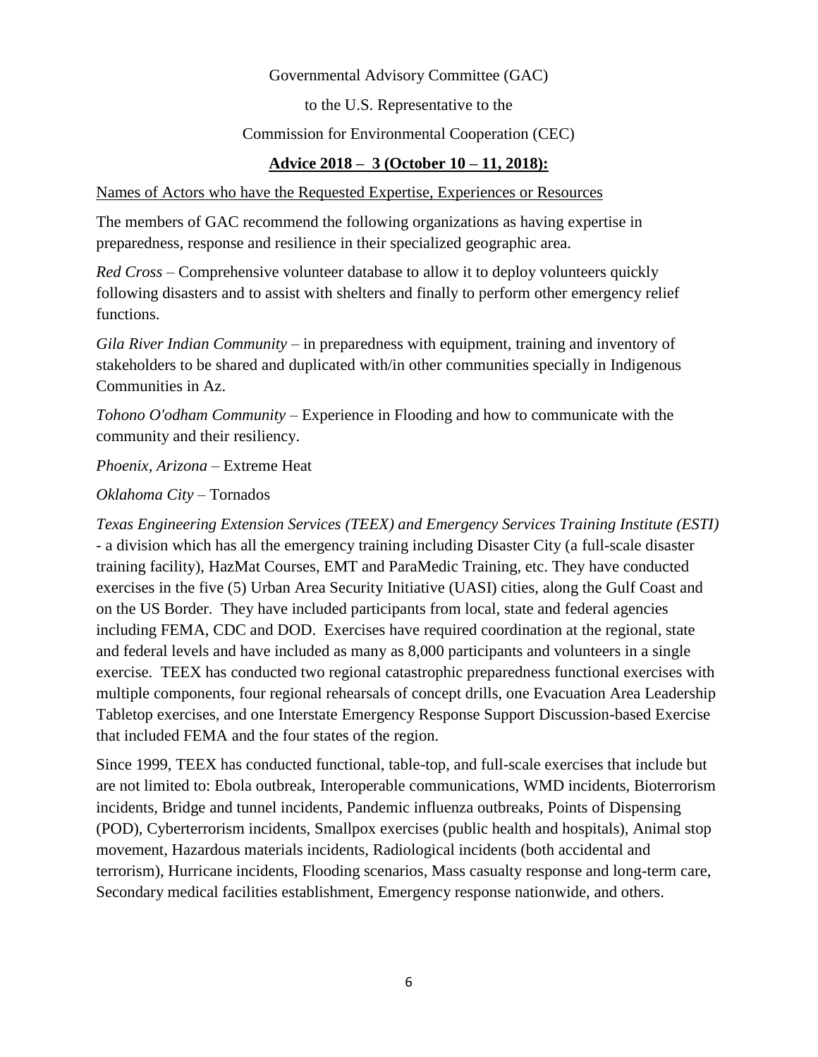Governmental Advisory Committee (GAC)

to the U.S. Representative to the

Commission for Environmental Cooperation (CEC)

**Advice 2018 – 3 (October 10 – 11, 2018):**

Names of Actors who have the Requested Expertise, Experiences or Resources

The members of GAC recommend the following organizations as having expertise in preparedness, response and resilience in their specialized geographic area.

*Red Cross* – Comprehensive volunteer database to allow it to deploy volunteers quickly following disasters and to assist with shelters and finally to perform other emergency relief functions.

*Gila River Indian Community* – in preparedness with equipment, training and inventory of stakeholders to be shared and duplicated with/in other communities specially in Indigenous Communities in Az.

*Tohono O'odham Community* – Experience in Flooding and how to communicate with the community and their resiliency.

*Phoenix, Arizona* – Extreme Heat

*Oklahoma City* – Tornados

*Texas Engineering Extension Services (TEEX) and Emergency Services Training Institute (ESTI)* - a division which has all the emergency training including Disaster City (a full-scale disaster training facility), HazMat Courses, EMT and ParaMedic Training, etc. They have conducted exercises in the five (5) Urban Area Security Initiative (UASI) cities, along the Gulf Coast and on the US Border. They have included participants from local, state and federal agencies including FEMA, CDC and DOD. Exercises have required coordination at the regional, state and federal levels and have included as many as 8,000 participants and volunteers in a single exercise. TEEX has conducted two regional catastrophic preparedness functional exercises with multiple components, four regional rehearsals of concept drills, one Evacuation Area Leadership Tabletop exercises, and one Interstate Emergency Response Support Discussion-based Exercise that included FEMA and the four states of the region.

Since 1999, TEEX has conducted functional, table-top, and full-scale exercises that include but are not limited to: Ebola outbreak, Interoperable communications, WMD incidents, Bioterrorism incidents, Bridge and tunnel incidents, Pandemic influenza outbreaks, Points of Dispensing (POD), Cyberterrorism incidents, Smallpox exercises (public health and hospitals), Animal stop movement, Hazardous materials incidents, Radiological incidents (both accidental and terrorism), Hurricane incidents, Flooding scenarios, Mass casualty response and long-term care, Secondary medical facilities establishment, Emergency response nationwide, and others.